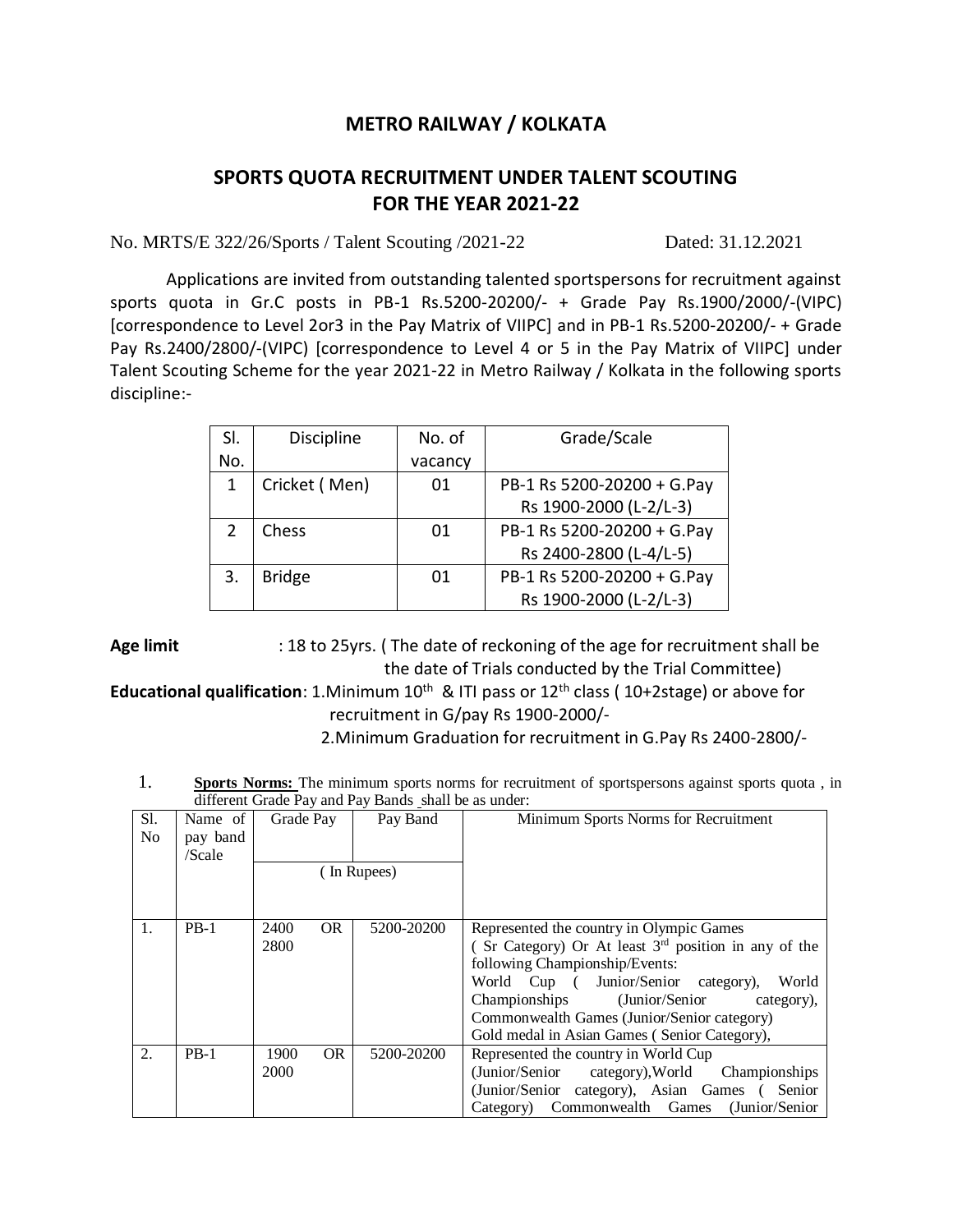# METRO RAILWAY / KOLKATA

## SPORTS QUOTA RECRUITMENT UNDER TALENT SCOUTING FOR THE YEAR 2021-22

No. MRTS/E 322/26/Sports / Talent Scouting /2021-22 Dated: 31.12.2021

Applications are invited from outstanding talented sportspersons for recruitment against sports quota in Gr.C posts in PB-1 Rs.5200-20200/- + Grade Pay Rs.1900/2000/-(VIPC) [correspondence to Level 2or3 in the Pay Matrix of VIIPC] and in PB-1 Rs.5200-20200/- + Grade Pay Rs.2400/2800/-(VIPC) [correspondence to Level 4 or 5 in the Pay Matrix of VIIPC] under Talent Scouting Scheme for the year 2021-22 in Metro Railway / Kolkata in the following sports discipline:-

| Sl. No. | Discipline | No. of vacancy | Grade/Scale |
|---|---|---|---|
| 1 | Cricket ( Men) | 01 | PB-1 Rs 5200-20200 + G.Pay Rs 1900-2000 (L-2/L-3) |
| 2 | Chess | 01 | PB-1 Rs 5200-20200 + G.Pay Rs 2400-2800 (L-4/L-5) |
| 3. | Bridge | 01 | PB-1 Rs 5200-20200 + G.Pay Rs 1900-2000 (L-2/L-3) |

**Age limit** : 18 to 25yrs. ( The date of reckoning of the age for recruitment shall be the date of Trials conducted by the Trial Committee)

**Educational qualification**: 1.Minimum 10th & ITI pass or 12th class ( 10+2stage) or above for recruitment in G/pay Rs 1900-2000/-

2.Minimum Graduation for recruitment in G.Pay Rs 2400-2800/-

1. **Sports Norms:** The minimum sports norms for recruitment of sportspersons against sports quota , in different Grade Pay and Pay Bands shall be as under:

| Sl. No | Name of pay band /Scale | Grade Pay | Pay Band | Minimum Sports Norms for Recruitment |
|---|---|---|---|---|
| | | ( In Rupees) | | |
| 1. | PB-1 | 2400 OR 2800 | 5200-20200 | Represented the country in Olympic Games ( Sr Category) Or At least 3rd position in any of the following Championship/Events: World Cup ( Junior/Senior category), World Championships (Junior/Senior category), Commonwealth Games (Junior/Senior category) Gold medal in Asian Games ( Senior Category), |
| 2. | PB-1 | 1900 OR 2000 | 5200-20200 | Represented the country in World Cup (Junior/Senior category),World Championships (Junior/Senior category), Asian Games ( Senior Category) Commonwealth Games (Junior/Senior |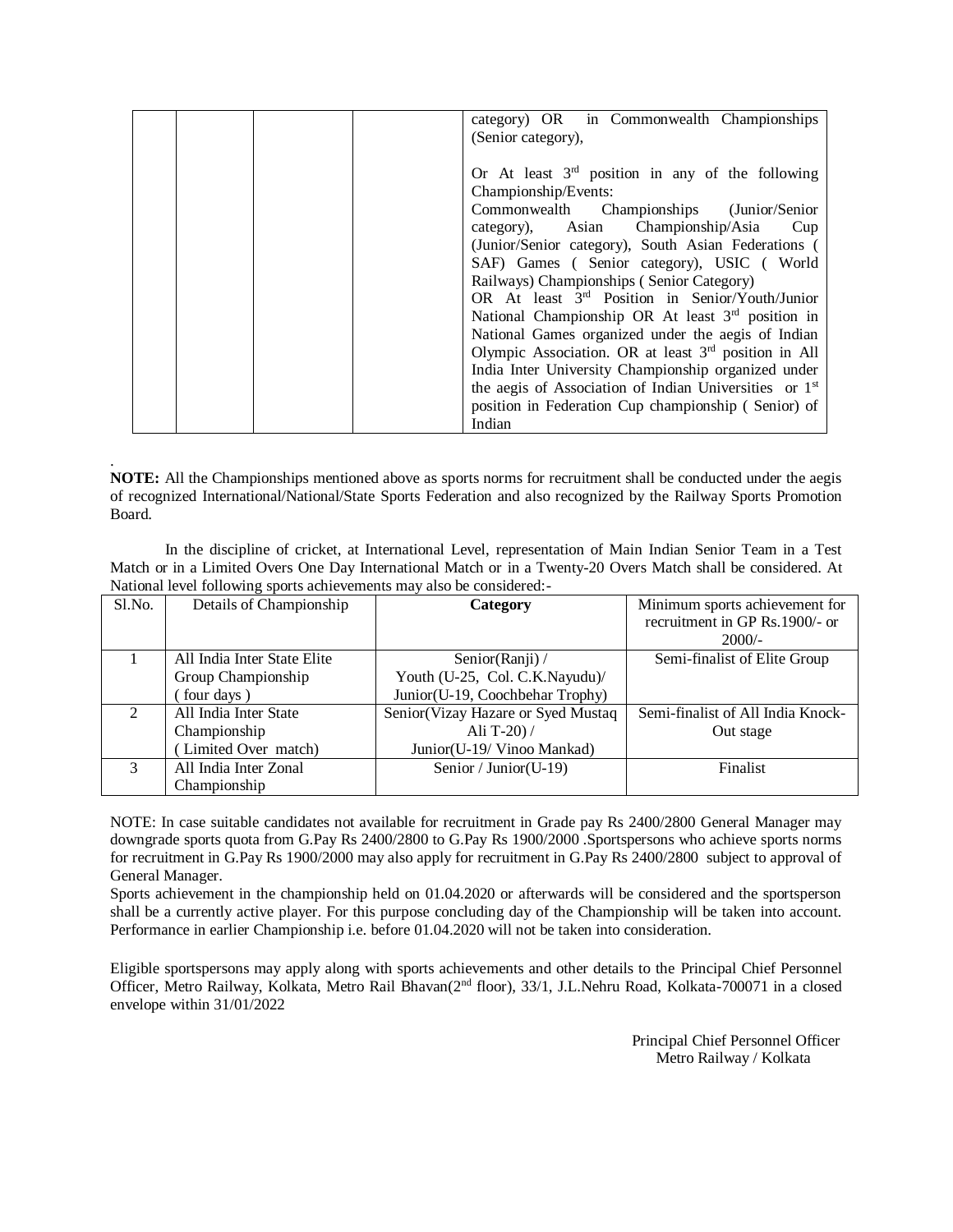| | | | | category) OR in Commonwealth Championships (Senior category),<br><br>Or At least 3rd position in any of the following Championship/Events:<br>Commonwealth Championships (Junior/Senior category), Asian Championship/Asia Cup (Junior/Senior category), South Asian Federations ( SAF) Games ( Senior category), USIC ( World Railways) Championships ( Senior Category)<br>OR At least 3rd Position in Senior/Youth/Junior National Championship OR At least 3rd position in National Games organized under the aegis of Indian Olympic Association. OR at least 3rd position in All India Inter University Championship organized under the aegis of Association of Indian Universities or 1st position in Federation Cup championship ( Senior) of Indian |
|---|---|---|---|---|

.
**NOTE:** All the Championships mentioned above as sports norms for recruitment shall be conducted under the aegis of recognized International/National/State Sports Federation and also recognized by the Railway Sports Promotion Board.

In the discipline of cricket, at International Level, representation of Main Indian Senior Team in a Test Match or in a Limited Overs One Day International Match or in a Twenty-20 Overs Match shall be considered. At National level following sports achievements may also be considered:-

| Sl.No. | Details of Championship | **Category** | Minimum sports achievement for recruitment in GP Rs.1900/- or 2000/- |
|---|---|---|---|
| 1 | All India Inter State Elite Group Championship ( four days ) | Senior(Ranji) / Youth (U-25, Col. C.K.Nayudu)/ Junior(U-19, Coochbehar Trophy) | Semi-finalist of Elite Group |
| 2 | All India Inter State Championship ( Limited Over match) | Senior(Vizay Hazare or Syed Mustaq Ali T-20) / Junior(U-19/ Vinoo Mankad) | Semi-finalist of All India Knock-Out stage |
| 3 | All India Inter Zonal Championship | Senior / Junior(U-19) | Finalist |

NOTE: In case suitable candidates not available for recruitment in Grade pay Rs 2400/2800 General Manager may downgrade sports quota from G.Pay Rs 2400/2800 to G.Pay Rs 1900/2000 .Sportspersons who achieve sports norms for recruitment in G.Pay Rs 1900/2000 may also apply for recruitment in G.Pay Rs 2400/2800 subject to approval of General Manager.
Sports achievement in the championship held on 01.04.2020 or afterwards will be considered and the sportsperson shall be a currently active player. For this purpose concluding day of the Championship will be taken into account. Performance in earlier Championship i.e. before 01.04.2020 will not be taken into consideration.

Eligible sportspersons may apply along with sports achievements and other details to the Principal Chief Personnel Officer, Metro Railway, Kolkata, Metro Rail Bhavan(2nd floor), 33/1, J.L.Nehru Road, Kolkata-700071 in a closed envelope within 31/01/2022

Principal Chief Personnel Officer
Metro Railway / Kolkata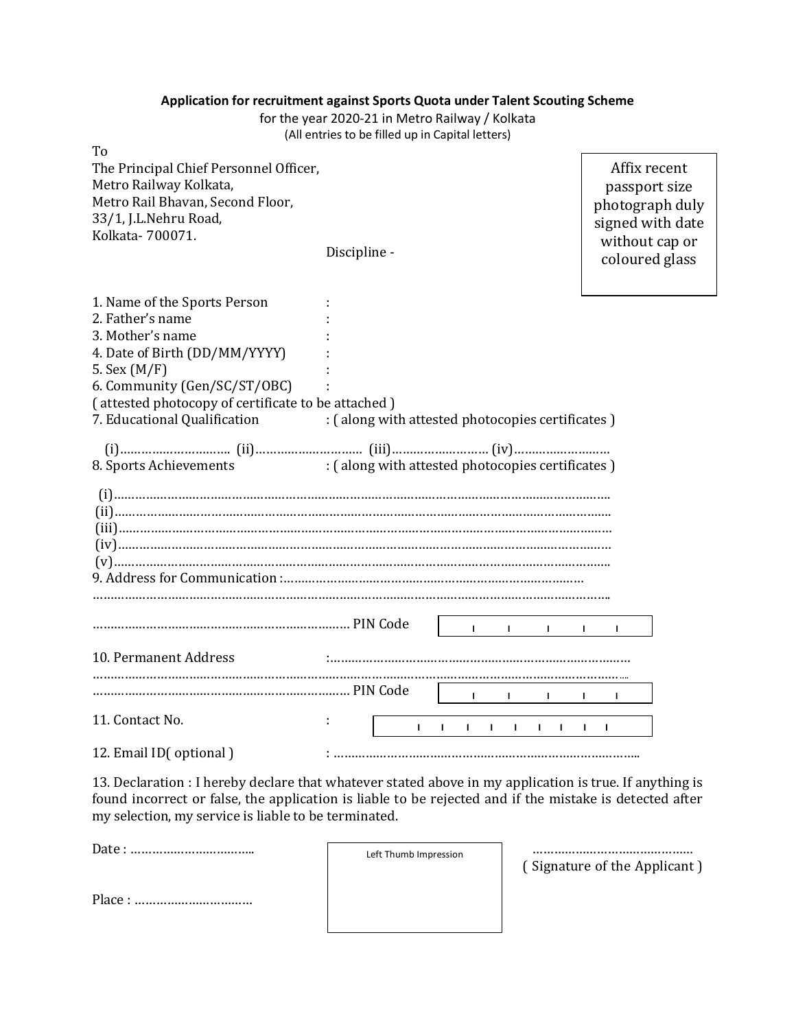**Application for recruitment against Sports Quota under Talent Scouting Scheme**

for the year 2020-21 in Metro Railway / Kolkata

(All entries to be filled up in Capital letters)

To

The Principal Chief Personnel Officer,
Metro Railway Kolkata,
Metro Rail Bhavan, Second Floor,
33/1, J.L.Nehru Road,
Kolkata- 700071.

Affix recent passport size photograph duly signed with date without cap or coloured glass

Discipline -

1. Name of the Sports Person :
2. Father's name :
3. Mother's name :
4. Date of Birth (DD/MM/YYYY) :
5. Sex (M/F) :
6. Community (Gen/SC/ST/OBC) :

( attested photocopy of certificate to be attached )

7. Educational Qualification : ( along with attested photocopies certificates )

(i)………………………… (ii)………………………… (iii)……………………… (iv)………………………

8. Sports Achievements : ( along with attested photocopies certificates )

(i)……………………………………………………………………………………………………………………
(ii)……………………………………………………………………………………………………………………
(iii)……………………………………………………………………………………………………………………
(iv)……………………………………………………………………………………………………………………
(v)……………………………………………………………………………………………………………………

9. Address for Communication :…………………………………………………………………………
……………………………………………………………………………………………………………………
……………………………………………………………… PIN Code

10. Permanent Address :…………………………………………………………………………
……………………………………………………………………………………………………………………
……………………………………………………………… PIN Code

11. Contact No. :

12. Email ID( optional ) : ……………………………………………………………………………

13. Declaration : I hereby declare that whatever stated above in my application is true. If anything is found incorrect or false, the application is liable to be rejected and if the mistake is detected after my selection, my service is liable to be terminated.

Date : ……………………………..

Place : ……………………………

Left Thumb Impression

……………………………………
( Signature of the Applicant )